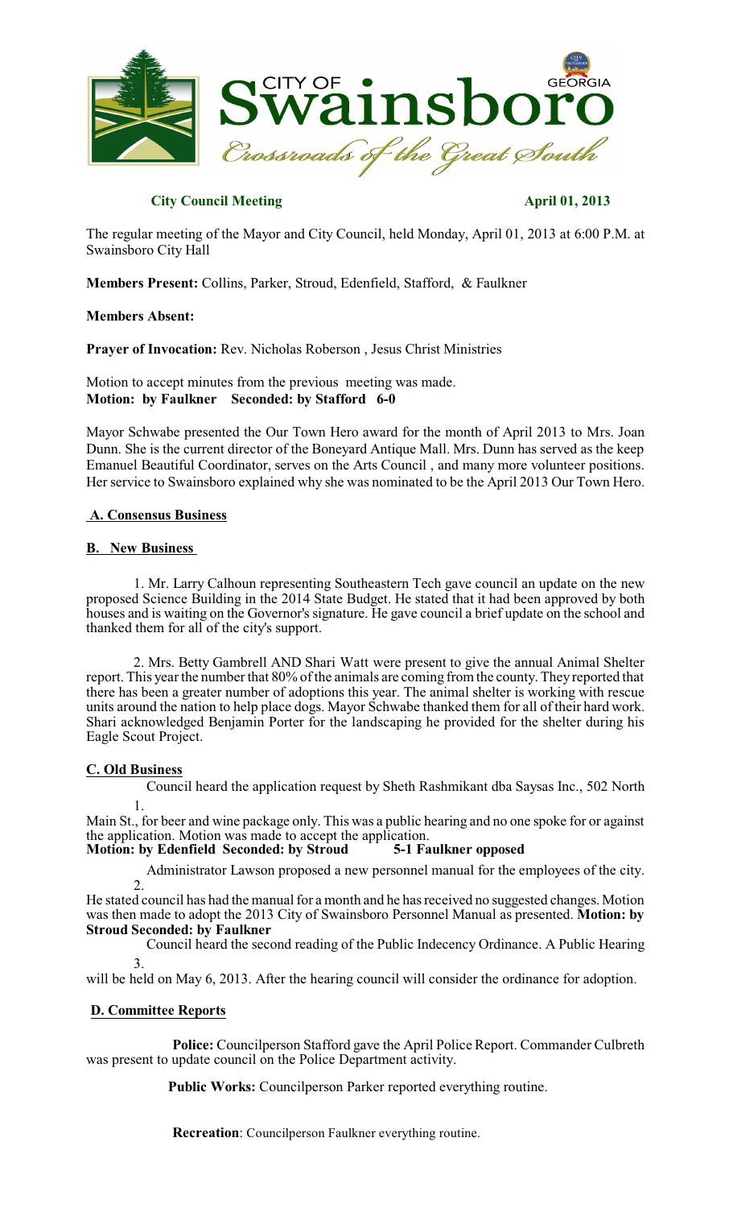**City Council Meeting** **April 01, 2013**

The regular meeting of the Mayor and City Council, held Monday, April 01, 2013 at 6:00 P.M. at Swainsboro City Hall

**Members Present:** Collins, Parker, Stroud, Edenfield, Stafford, & Faulkner

**Members Absent:**

**Prayer of Invocation:** Rev. Nicholas Roberson , Jesus Christ Ministries

Motion to accept minutes from the previous meeting was made.
**Motion: by Faulkner Seconded: by Stafford 6-0**

Mayor Schwabe presented the Our Town Hero award for the month of April 2013 to Mrs. Joan Dunn. She is the current director of the Boneyard Antique Mall. Mrs. Dunn has served as the keep Emanuel Beautiful Coordinator, serves on the Arts Council , and many more volunteer positions. Her service to Swainsboro explained why she was nominated to be the April 2013 Our Town Hero.

**A. Consensus Business**

**B. New Business**

1. Mr. Larry Calhoun representing Southeastern Tech gave council an update on the new proposed Science Building in the 2014 State Budget. He stated that it had been approved by both houses and is waiting on the Governor's signature. He gave council a brief update on the school and thanked them for all of the city's support.

2. Mrs. Betty Gambrell AND Shari Watt were present to give the annual Animal Shelter report. This year the number that 80% of the animals are coming from the county. They reported that there has been a greater number of adoptions this year. The animal shelter is working with rescue units around the nation to help place dogs. Mayor Schwabe thanked them for all of their hard work. Shari acknowledged Benjamin Porter for the landscaping he provided for the shelter during his Eagle Scout Project.

**C. Old Business**

1. Council heard the application request by Sheth Rashmikant dba Saysas Inc., 502 North Main St., for beer and wine package only. This was a public hearing and no one spoke for or against the application. Motion was made to accept the application.
**Motion: by Edenfield Seconded: by Stroud 5-1 Faulkner opposed**

2. Administrator Lawson proposed a new personnel manual for the employees of the city. He stated council has had the manual for a month and he has received no suggested changes. Motion was then made to adopt the 2013 City of Swainsboro Personnel Manual as presented. **Motion: by Stroud Seconded: by Faulkner**

3. Council heard the second reading of the Public Indecency Ordinance. A Public Hearing will be held on May 6, 2013. After the hearing council will consider the ordinance for adoption.

**D. Committee Reports**

**Police:** Councilperson Stafford gave the April Police Report. Commander Culbreth was present to update council on the Police Department activity.

**Public Works:** Councilperson Parker reported everything routine.

**Recreation**: Councilperson Faulkner everything routine.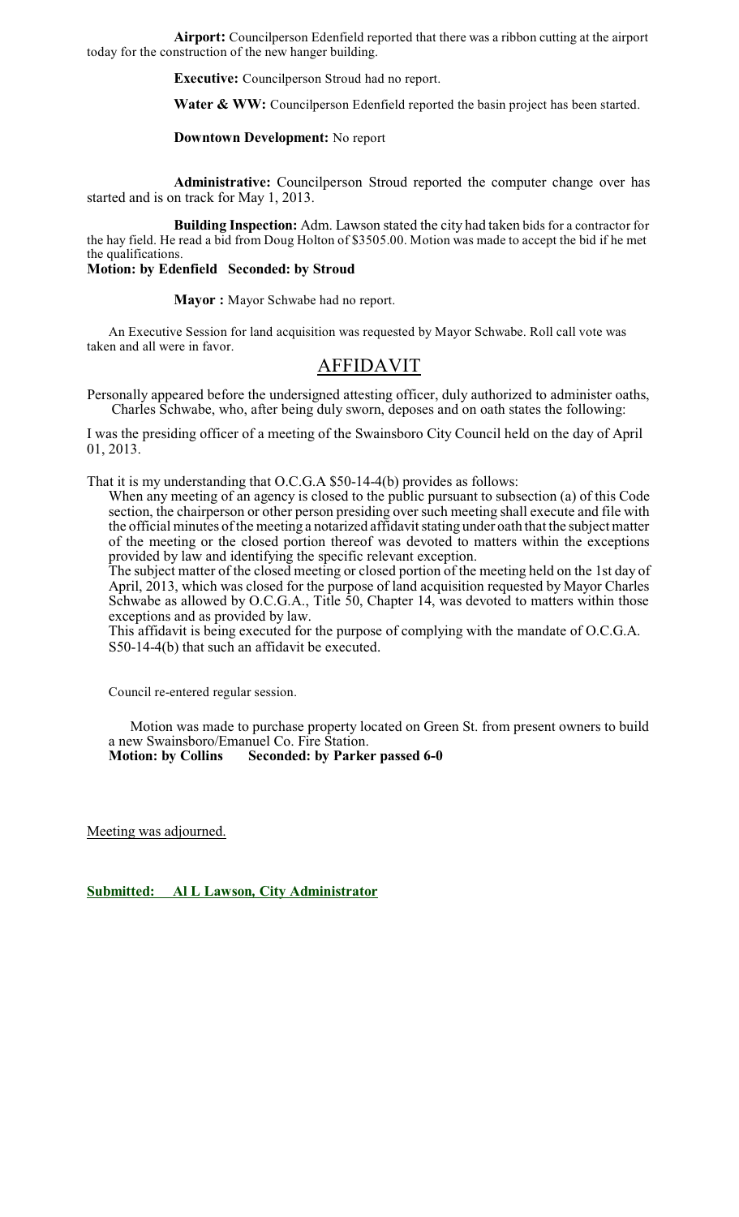**Airport:** Councilperson Edenfield reported that there was a ribbon cutting at the airport today for the construction of the new hanger building.

**Executive:** Councilperson Stroud had no report.

**Water & WW:** Councilperson Edenfield reported the basin project has been started.

**Downtown Development:** No report

**Administrative:** Councilperson Stroud reported the computer change over has started and is on track for May 1, 2013.

**Building Inspection:** Adm. Lawson stated the city had taken bids for a contractor for the hay field. He read a bid from Doug Holton of $3505.00. Motion was made to accept the bid if he met the qualifications.

**Motion: by Edenfield Seconded: by Stroud**

**Mayor :** Mayor Schwabe had no report.

An Executive Session for land acquisition was requested by Mayor Schwabe. Roll call vote was taken and all were in favor.

## AFFIDAVIT

Personally appeared before the undersigned attesting officer, duly authorized to administer oaths, Charles Schwabe, who, after being duly sworn, deposes and on oath states the following:

I was the presiding officer of a meeting of the Swainsboro City Council held on the day of April 01, 2013.

That it is my understanding that O.C.G.A $50-14-4(b) provides as follows:

When any meeting of an agency is closed to the public pursuant to subsection (a) of this Code section, the chairperson or other person presiding over such meeting shall execute and file with the official minutes of the meeting a notarized affidavit stating under oath that the subject matter of the meeting or the closed portion thereof was devoted to matters within the exceptions provided by law and identifying the specific relevant exception.

The subject matter of the closed meeting or closed portion of the meeting held on the 1st day of April, 2013, which was closed for the purpose of land acquisition requested by Mayor Charles Schwabe as allowed by O.C.G.A., Title 50, Chapter 14, was devoted to matters within those exceptions and as provided by law.

This affidavit is being executed for the purpose of complying with the mandate of O.C.G.A. S50-14-4(b) that such an affidavit be executed.

Council re-entered regular session.

Motion was made to purchase property located on Green St. from present owners to build a new Swainsboro/Emanuel Co. Fire Station.

**Motion: by Collins Seconded: by Parker passed 6-0**

Meeting was adjourned.

**Submitted: Al L Lawson, City Administrator**